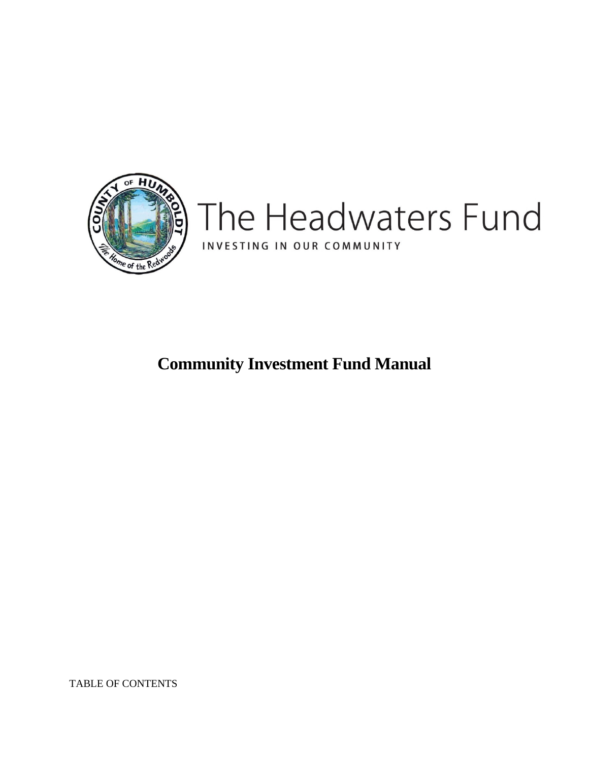The Headwaters Fund

INVESTING IN OUR COMMUNITY

# Community Investment Fund Manual

TABLE OF CONTENTS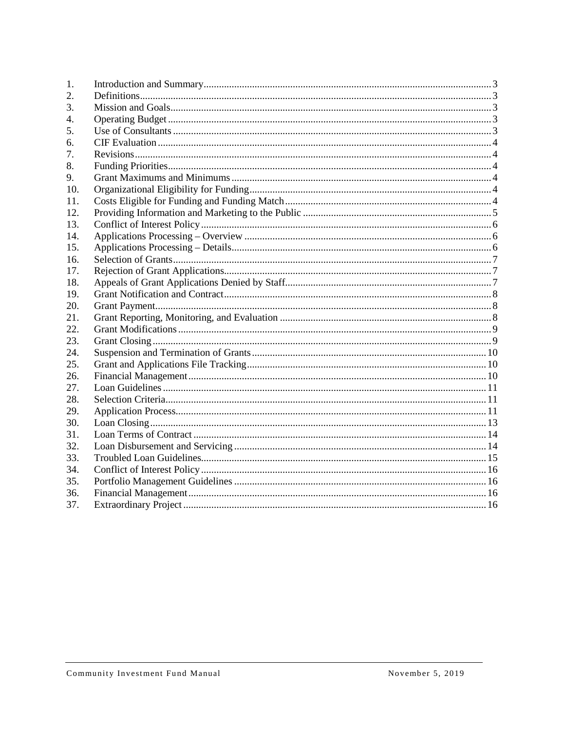1. Introduction and Summary ... 3
2. Definitions ... 3
3. Mission and Goals ... 3
4. Operating Budget ... 3
5. Use of Consultants ... 3
6. CIF Evaluation ... 4
7. Revisions ... 4
8. Funding Priorities ... 4
9. Grant Maximums and Minimums ... 4
10. Organizational Eligibility for Funding ... 4
11. Costs Eligible for Funding and Funding Match ... 4
12. Providing Information and Marketing to the Public ... 5
13. Conflict of Interest Policy ... 6
14. Applications Processing – Overview ... 6
15. Applications Processing – Details ... 6
16. Selection of Grants ... 7
17. Rejection of Grant Applications ... 7
18. Appeals of Grant Applications Denied by Staff ... 7
19. Grant Notification and Contract ... 8
20. Grant Payment ... 8
21. Grant Reporting, Monitoring, and Evaluation ... 8
22. Grant Modifications ... 9
23. Grant Closing ... 9
24. Suspension and Termination of Grants ... 10
25. Grant and Applications File Tracking ... 10
26. Financial Management ... 10
27. Loan Guidelines ... 11
28. Selection Criteria ... 11
29. Application Process ... 11
30. Loan Closing ... 13
31. Loan Terms of Contract ... 14
32. Loan Disbursement and Servicing ... 14
33. Troubled Loan Guidelines ... 15
34. Conflict of Interest Policy ... 16
35. Portfolio Management Guidelines ... 16
36. Financial Management ... 16
37. Extraordinary Project ... 16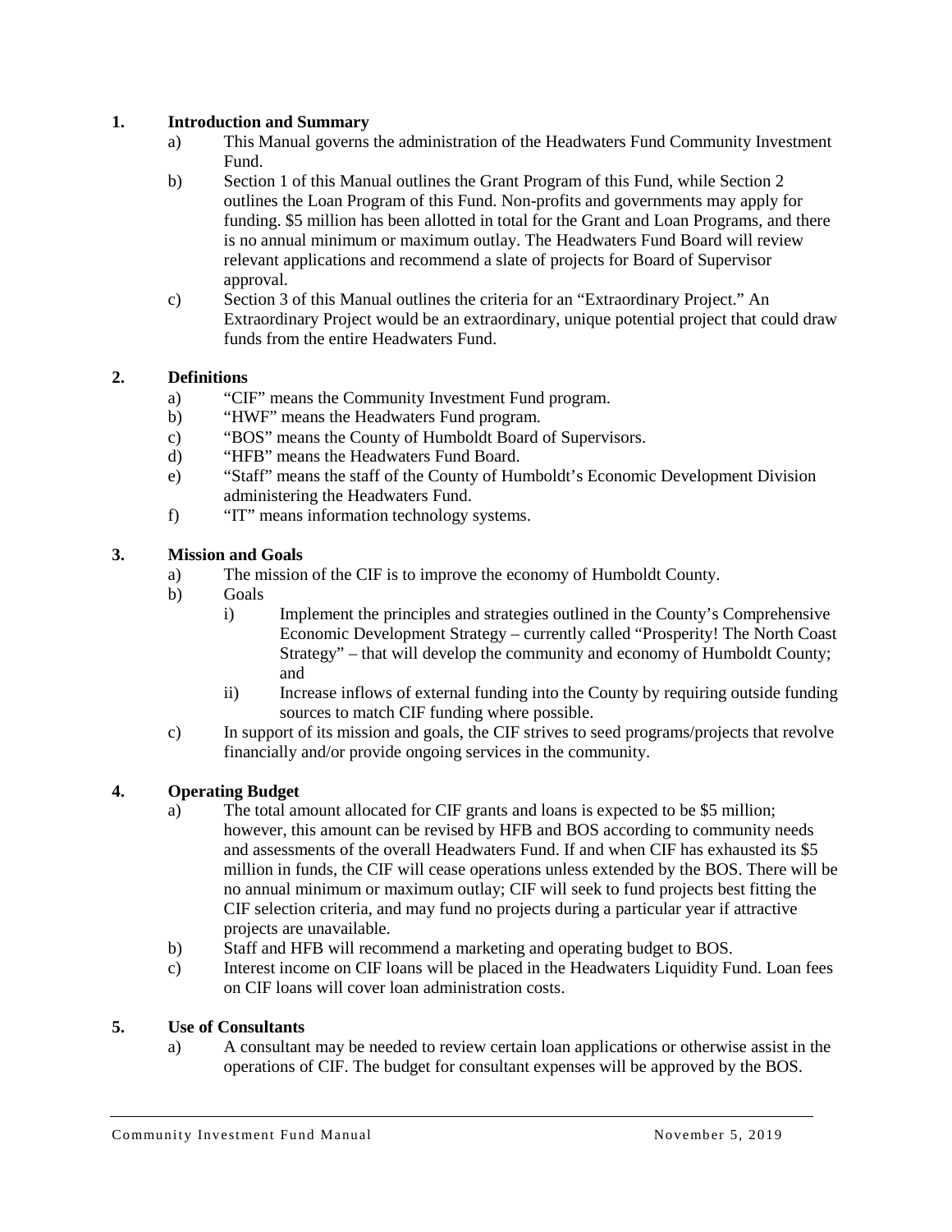## 1. Introduction and Summary

a) This Manual governs the administration of the Headwaters Fund Community Investment Fund.

b) Section 1 of this Manual outlines the Grant Program of this Fund, while Section 2 outlines the Loan Program of this Fund. Non-profits and governments may apply for funding. $5 million has been allotted in total for the Grant and Loan Programs, and there is no annual minimum or maximum outlay. The Headwaters Fund Board will review relevant applications and recommend a slate of projects for Board of Supervisor approval.

c) Section 3 of this Manual outlines the criteria for an "Extraordinary Project." An Extraordinary Project would be an extraordinary, unique potential project that could draw funds from the entire Headwaters Fund.

## 2. Definitions

a) "CIF" means the Community Investment Fund program.

b) "HWF" means the Headwaters Fund program.

c) "BOS" means the County of Humboldt Board of Supervisors.

d) "HFB" means the Headwaters Fund Board.

e) "Staff" means the staff of the County of Humboldt's Economic Development Division administering the Headwaters Fund.

f) "IT" means information technology systems.

## 3. Mission and Goals

a) The mission of the CIF is to improve the economy of Humboldt County.

b) Goals

   i) Implement the principles and strategies outlined in the County's Comprehensive Economic Development Strategy – currently called "Prosperity! The North Coast Strategy" – that will develop the community and economy of Humboldt County; and

   ii) Increase inflows of external funding into the County by requiring outside funding sources to match CIF funding where possible.

c) In support of its mission and goals, the CIF strives to seed programs/projects that revolve financially and/or provide ongoing services in the community.

## 4. Operating Budget

a) The total amount allocated for CIF grants and loans is expected to be $5 million; however, this amount can be revised by HFB and BOS according to community needs and assessments of the overall Headwaters Fund. If and when CIF has exhausted its $5 million in funds, the CIF will cease operations unless extended by the BOS. There will be no annual minimum or maximum outlay; CIF will seek to fund projects best fitting the CIF selection criteria, and may fund no projects during a particular year if attractive projects are unavailable.

b) Staff and HFB will recommend a marketing and operating budget to BOS.

c) Interest income on CIF loans will be placed in the Headwaters Liquidity Fund. Loan fees on CIF loans will cover loan administration costs.

## 5. Use of Consultants

a) A consultant may be needed to review certain loan applications or otherwise assist in the operations of CIF. The budget for consultant expenses will be approved by the BOS.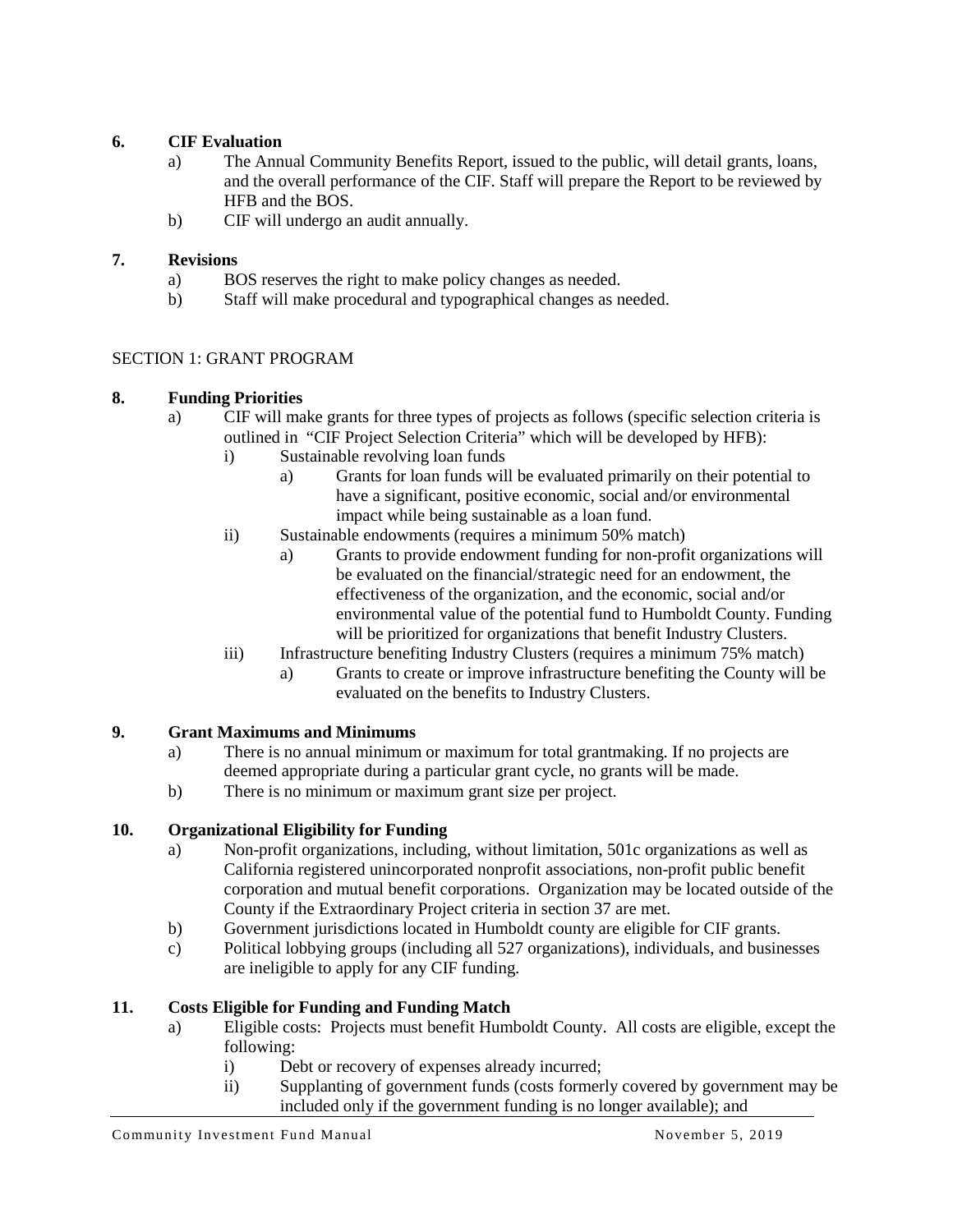**6. CIF Evaluation**

a) The Annual Community Benefits Report, issued to the public, will detail grants, loans, and the overall performance of the CIF. Staff will prepare the Report to be reviewed by HFB and the BOS.

b) CIF will undergo an audit annually.

**7. Revisions**

a) BOS reserves the right to make policy changes as needed.

b) Staff will make procedural and typographical changes as needed.

SECTION 1: GRANT PROGRAM

**8. Funding Priorities**

a) CIF will make grants for three types of projects as follows (specific selection criteria is outlined in "CIF Project Selection Criteria" which will be developed by HFB):

   i) Sustainable revolving loan funds

      a) Grants for loan funds will be evaluated primarily on their potential to have a significant, positive economic, social and/or environmental impact while being sustainable as a loan fund.

   ii) Sustainable endowments (requires a minimum 50% match)

      a) Grants to provide endowment funding for non-profit organizations will be evaluated on the financial/strategic need for an endowment, the effectiveness of the organization, and the economic, social and/or environmental value of the potential fund to Humboldt County. Funding will be prioritized for organizations that benefit Industry Clusters.

   iii) Infrastructure benefiting Industry Clusters (requires a minimum 75% match)

      a) Grants to create or improve infrastructure benefiting the County will be evaluated on the benefits to Industry Clusters.

**9. Grant Maximums and Minimums**

a) There is no annual minimum or maximum for total grantmaking. If no projects are deemed appropriate during a particular grant cycle, no grants will be made.

b) There is no minimum or maximum grant size per project.

**10. Organizational Eligibility for Funding**

a) Non-profit organizations, including, without limitation, 501c organizations as well as California registered unincorporated nonprofit associations, non-profit public benefit corporation and mutual benefit corporations. Organization may be located outside of the County if the Extraordinary Project criteria in section 37 are met.

b) Government jurisdictions located in Humboldt county are eligible for CIF grants.

c) Political lobbying groups (including all 527 organizations), individuals, and businesses are ineligible to apply for any CIF funding.

**11. Costs Eligible for Funding and Funding Match**

a) Eligible costs: Projects must benefit Humboldt County. All costs are eligible, except the following:

   i) Debt or recovery of expenses already incurred;

   ii) Supplanting of government funds (costs formerly covered by government may be included only if the government funding is no longer available); and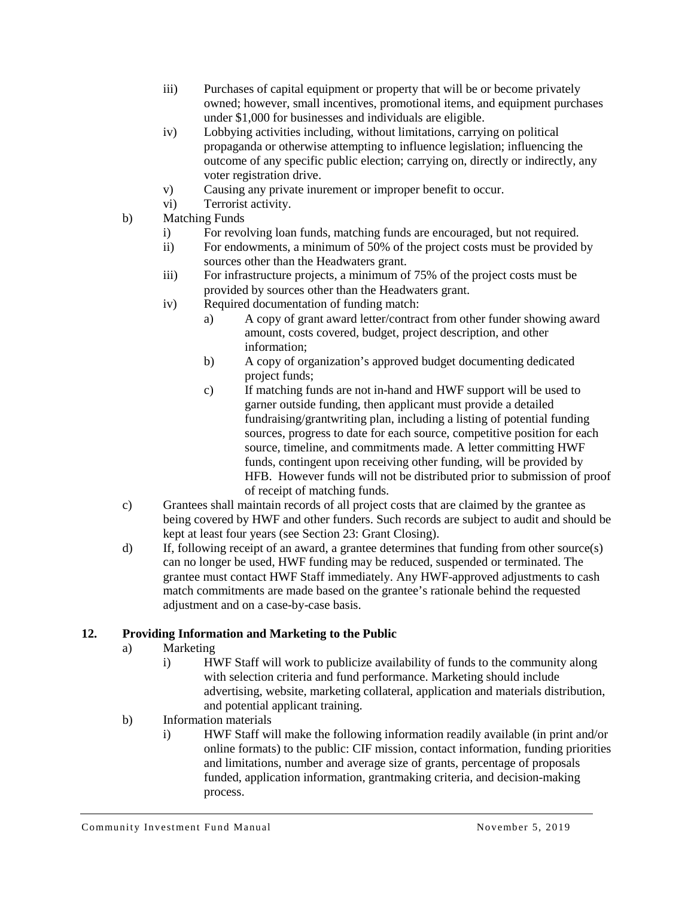- iii) Purchases of capital equipment or property that will be or become privately owned; however, small incentives, promotional items, and equipment purchases under $1,000 for businesses and individuals are eligible.
- iv) Lobbying activities including, without limitations, carrying on political propaganda or otherwise attempting to influence legislation; influencing the outcome of any specific public election; carrying on, directly or indirectly, any voter registration drive.
- v) Causing any private inurement or improper benefit to occur.
- vi) Terrorist activity.

b) Matching Funds
- i) For revolving loan funds, matching funds are encouraged, but not required.
- ii) For endowments, a minimum of 50% of the project costs must be provided by sources other than the Headwaters grant.
- iii) For infrastructure projects, a minimum of 75% of the project costs must be provided by sources other than the Headwaters grant.
- iv) Required documentation of funding match:
  - a) A copy of grant award letter/contract from other funder showing award amount, costs covered, budget, project description, and other information;
  - b) A copy of organization's approved budget documenting dedicated project funds;
  - c) If matching funds are not in-hand and HWF support will be used to garner outside funding, then applicant must provide a detailed fundraising/grantwriting plan, including a listing of potential funding sources, progress to date for each source, competitive position for each source, timeline, and commitments made. A letter committing HWF funds, contingent upon receiving other funding, will be provided by HFB. However funds will not be distributed prior to submission of proof of receipt of matching funds.

c) Grantees shall maintain records of all project costs that are claimed by the grantee as being covered by HWF and other funders. Such records are subject to audit and should be kept at least four years (see Section 23: Grant Closing).

d) If, following receipt of an award, a grantee determines that funding from other source(s) can no longer be used, HWF funding may be reduced, suspended or terminated. The grantee must contact HWF Staff immediately. Any HWF-approved adjustments to cash match commitments are made based on the grantee's rationale behind the requested adjustment and on a case-by-case basis.

## 12. Providing Information and Marketing to the Public

a) Marketing
- i) HWF Staff will work to publicize availability of funds to the community along with selection criteria and fund performance. Marketing should include advertising, website, marketing collateral, application and materials distribution, and potential applicant training.

b) Information materials
- i) HWF Staff will make the following information readily available (in print and/or online formats) to the public: CIF mission, contact information, funding priorities and limitations, number and average size of grants, percentage of proposals funded, application information, grantmaking criteria, and decision-making process.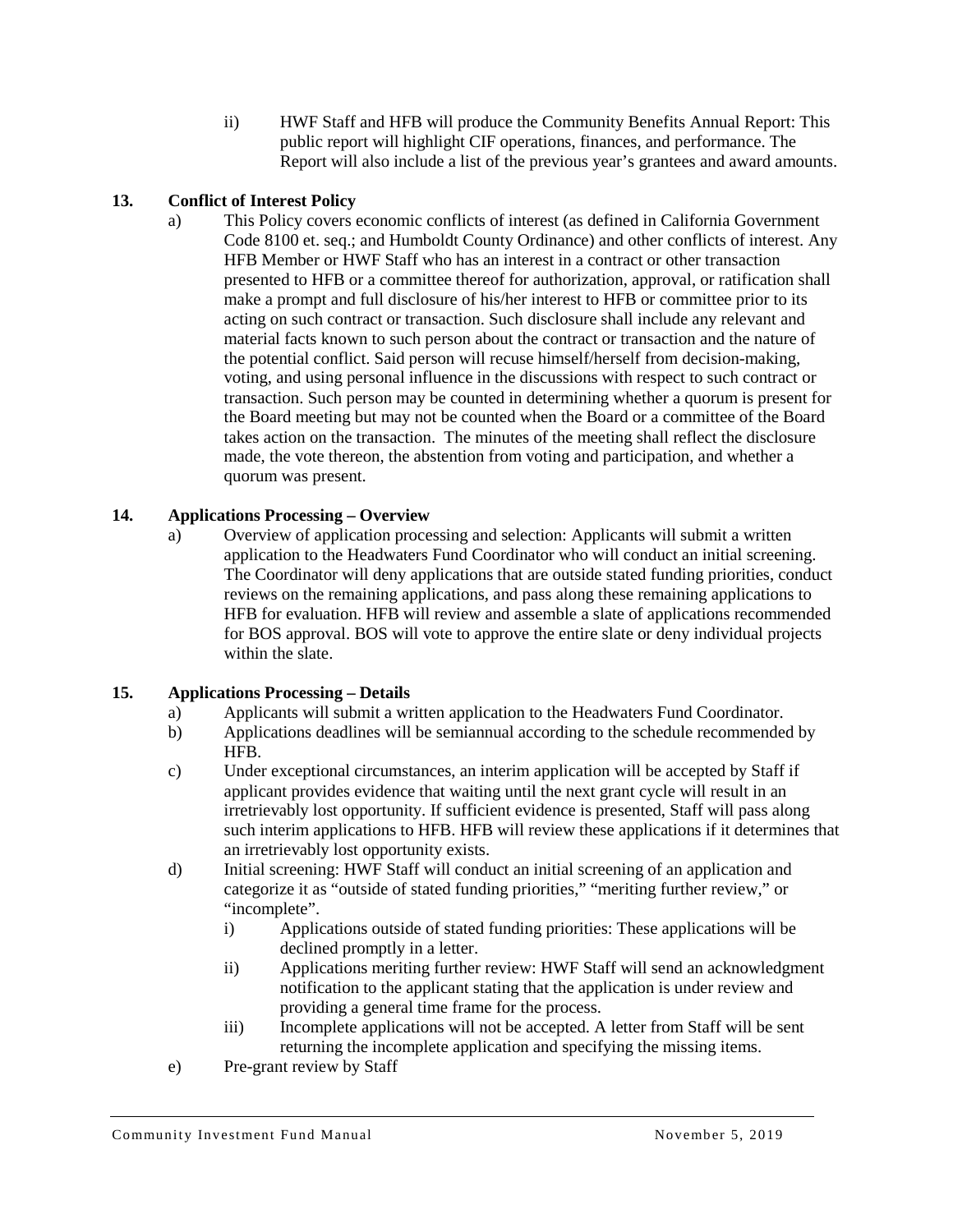ii) HWF Staff and HFB will produce the Community Benefits Annual Report: This public report will highlight CIF operations, finances, and performance. The Report will also include a list of the previous year's grantees and award amounts.

**13. Conflict of Interest Policy**

a) This Policy covers economic conflicts of interest (as defined in California Government Code 8100 et. seq.; and Humboldt County Ordinance) and other conflicts of interest. Any HFB Member or HWF Staff who has an interest in a contract or other transaction presented to HFB or a committee thereof for authorization, approval, or ratification shall make a prompt and full disclosure of his/her interest to HFB or committee prior to its acting on such contract or transaction. Such disclosure shall include any relevant and material facts known to such person about the contract or transaction and the nature of the potential conflict. Said person will recuse himself/herself from decision-making, voting, and using personal influence in the discussions with respect to such contract or transaction. Such person may be counted in determining whether a quorum is present for the Board meeting but may not be counted when the Board or a committee of the Board takes action on the transaction. The minutes of the meeting shall reflect the disclosure made, the vote thereon, the abstention from voting and participation, and whether a quorum was present.

**14. Applications Processing – Overview**

a) Overview of application processing and selection: Applicants will submit a written application to the Headwaters Fund Coordinator who will conduct an initial screening. The Coordinator will deny applications that are outside stated funding priorities, conduct reviews on the remaining applications, and pass along these remaining applications to HFB for evaluation. HFB will review and assemble a slate of applications recommended for BOS approval. BOS will vote to approve the entire slate or deny individual projects within the slate.

**15. Applications Processing – Details**

a) Applicants will submit a written application to the Headwaters Fund Coordinator.

b) Applications deadlines will be semiannual according to the schedule recommended by HFB.

c) Under exceptional circumstances, an interim application will be accepted by Staff if applicant provides evidence that waiting until the next grant cycle will result in an irretrievably lost opportunity. If sufficient evidence is presented, Staff will pass along such interim applications to HFB. HFB will review these applications if it determines that an irretrievably lost opportunity exists.

d) Initial screening: HWF Staff will conduct an initial screening of an application and categorize it as "outside of stated funding priorities," "meriting further review," or "incomplete".

   i) Applications outside of stated funding priorities: These applications will be declined promptly in a letter.

   ii) Applications meriting further review: HWF Staff will send an acknowledgment notification to the applicant stating that the application is under review and providing a general time frame for the process.

   iii) Incomplete applications will not be accepted. A letter from Staff will be sent returning the incomplete application and specifying the missing items.

e) Pre-grant review by Staff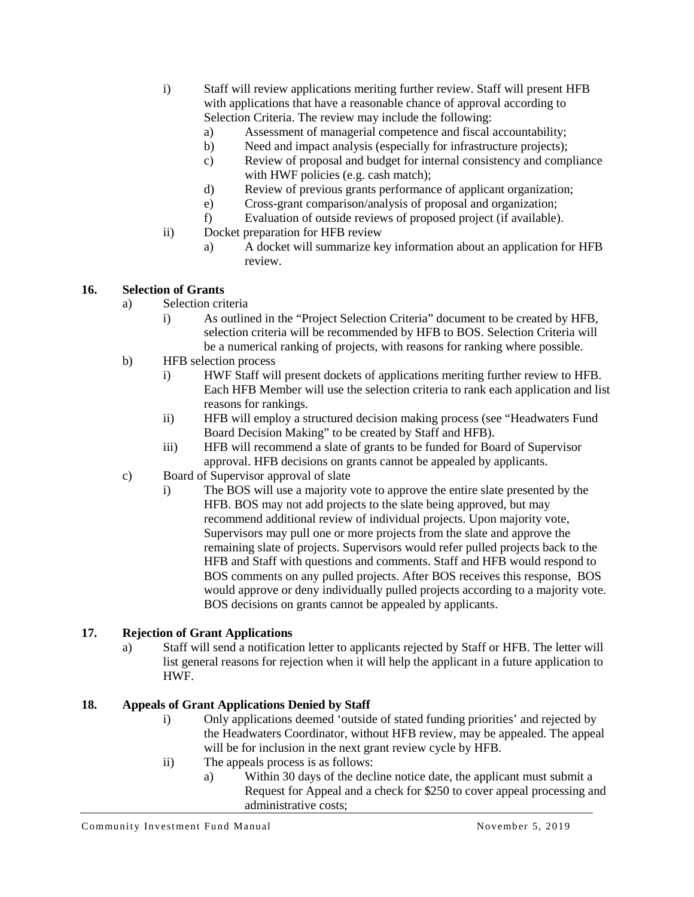i) Staff will review applications meriting further review. Staff will present HFB with applications that have a reasonable chance of approval according to Selection Criteria. The review may include the following:
   a) Assessment of managerial competence and fiscal accountability;
   b) Need and impact analysis (especially for infrastructure projects);
   c) Review of proposal and budget for internal consistency and compliance with HWF policies (e.g. cash match);
   d) Review of previous grants performance of applicant organization;
   e) Cross-grant comparison/analysis of proposal and organization;
   f) Evaluation of outside reviews of proposed project (if available).

ii) Docket preparation for HFB review
   a) A docket will summarize key information about an application for HFB review.

## 16. Selection of Grants

a) Selection criteria
   i) As outlined in the "Project Selection Criteria" document to be created by HFB, selection criteria will be recommended by HFB to BOS. Selection Criteria will be a numerical ranking of projects, with reasons for ranking where possible.

b) HFB selection process
   i) HWF Staff will present dockets of applications meriting further review to HFB. Each HFB Member will use the selection criteria to rank each application and list reasons for rankings.
   ii) HFB will employ a structured decision making process (see "Headwaters Fund Board Decision Making" to be created by Staff and HFB).
   iii) HFB will recommend a slate of grants to be funded for Board of Supervisor approval. HFB decisions on grants cannot be appealed by applicants.

c) Board of Supervisor approval of slate
   i) The BOS will use a majority vote to approve the entire slate presented by the HFB. BOS may not add projects to the slate being approved, but may recommend additional review of individual projects. Upon majority vote, Supervisors may pull one or more projects from the slate and approve the remaining slate of projects. Supervisors would refer pulled projects back to the HFB and Staff with questions and comments. Staff and HFB would respond to BOS comments on any pulled projects. After BOS receives this response, BOS would approve or deny individually pulled projects according to a majority vote. BOS decisions on grants cannot be appealed by applicants.

## 17. Rejection of Grant Applications

a) Staff will send a notification letter to applicants rejected by Staff or HFB. The letter will list general reasons for rejection when it will help the applicant in a future application to HWF.

## 18. Appeals of Grant Applications Denied by Staff

i) Only applications deemed 'outside of stated funding priorities' and rejected by the Headwaters Coordinator, without HFB review, may be appealed. The appeal will be for inclusion in the next grant review cycle by HFB.

ii) The appeals process is as follows:
   a) Within 30 days of the decline notice date, the applicant must submit a Request for Appeal and a check for $250 to cover appeal processing and administrative costs;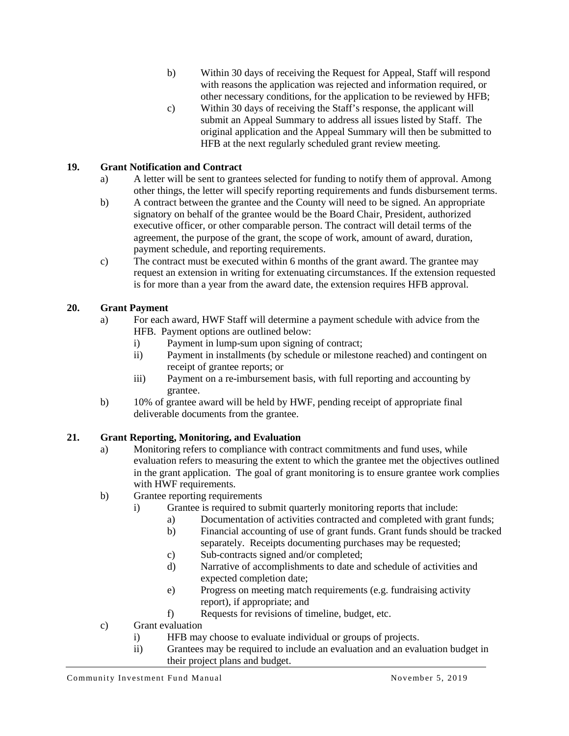b) Within 30 days of receiving the Request for Appeal, Staff will respond with reasons the application was rejected and information required, or other necessary conditions, for the application to be reviewed by HFB;

c) Within 30 days of receiving the Staff's response, the applicant will submit an Appeal Summary to address all issues listed by Staff. The original application and the Appeal Summary will then be submitted to HFB at the next regularly scheduled grant review meeting.

## 19. Grant Notification and Contract

a) A letter will be sent to grantees selected for funding to notify them of approval. Among other things, the letter will specify reporting requirements and funds disbursement terms.

b) A contract between the grantee and the County will need to be signed. An appropriate signatory on behalf of the grantee would be the Board Chair, President, authorized executive officer, or other comparable person. The contract will detail terms of the agreement, the purpose of the grant, the scope of work, amount of award, duration, payment schedule, and reporting requirements.

c) The contract must be executed within 6 months of the grant award. The grantee may request an extension in writing for extenuating circumstances. If the extension requested is for more than a year from the award date, the extension requires HFB approval.

## 20. Grant Payment

a) For each award, HWF Staff will determine a payment schedule with advice from the HFB. Payment options are outlined below:
   - i) Payment in lump-sum upon signing of contract;
   - ii) Payment in installments (by schedule or milestone reached) and contingent on receipt of grantee reports; or
   - iii) Payment on a re-imbursement basis, with full reporting and accounting by grantee.

b) 10% of grantee award will be held by HWF, pending receipt of appropriate final deliverable documents from the grantee.

## 21. Grant Reporting, Monitoring, and Evaluation

a) Monitoring refers to compliance with contract commitments and fund uses, while evaluation refers to measuring the extent to which the grantee met the objectives outlined in the grant application. The goal of grant monitoring is to ensure grantee work complies with HWF requirements.

b) Grantee reporting requirements
   - i) Grantee is required to submit quarterly monitoring reports that include:
     - a) Documentation of activities contracted and completed with grant funds;
     - b) Financial accounting of use of grant funds. Grant funds should be tracked separately. Receipts documenting purchases may be requested;
     - c) Sub-contracts signed and/or completed;
     - d) Narrative of accomplishments to date and schedule of activities and expected completion date;
     - e) Progress on meeting match requirements (e.g. fundraising activity report), if appropriate; and
     - f) Requests for revisions of timeline, budget, etc.

c) Grant evaluation
   - i) HFB may choose to evaluate individual or groups of projects.
   - ii) Grantees may be required to include an evaluation and an evaluation budget in their project plans and budget.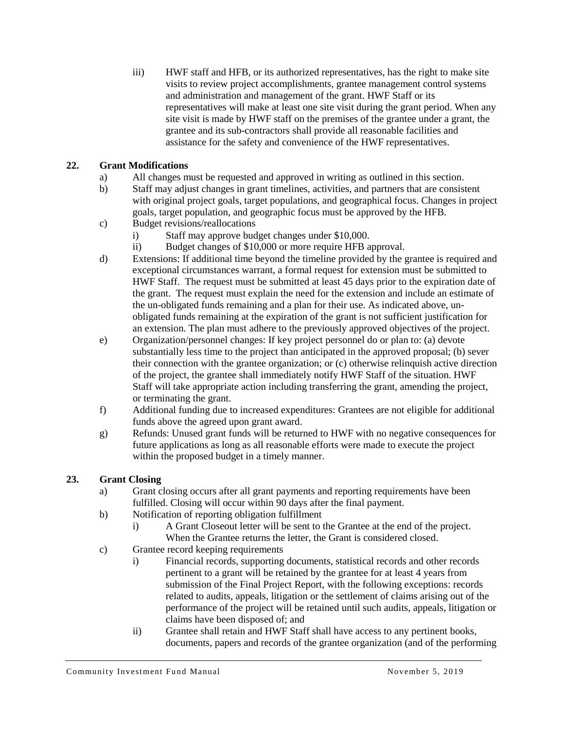iii) HWF staff and HFB, or its authorized representatives, has the right to make site visits to review project accomplishments, grantee management control systems and administration and management of the grant. HWF Staff or its representatives will make at least one site visit during the grant period. When any site visit is made by HWF staff on the premises of the grantee under a grant, the grantee and its sub-contractors shall provide all reasonable facilities and assistance for the safety and convenience of the HWF representatives.

## 22. Grant Modifications

a) All changes must be requested and approved in writing as outlined in this section.

b) Staff may adjust changes in grant timelines, activities, and partners that are consistent with original project goals, target populations, and geographical focus. Changes in project goals, target population, and geographic focus must be approved by the HFB.

c) Budget revisions/reallocations

   i) Staff may approve budget changes under $10,000.

   ii) Budget changes of $10,000 or more require HFB approval.

d) Extensions: If additional time beyond the timeline provided by the grantee is required and exceptional circumstances warrant, a formal request for extension must be submitted to HWF Staff. The request must be submitted at least 45 days prior to the expiration date of the grant. The request must explain the need for the extension and include an estimate of the un-obligated funds remaining and a plan for their use. As indicated above, un-obligated funds remaining at the expiration of the grant is not sufficient justification for an extension. The plan must adhere to the previously approved objectives of the project.

e) Organization/personnel changes: If key project personnel do or plan to: (a) devote substantially less time to the project than anticipated in the approved proposal; (b) sever their connection with the grantee organization; or (c) otherwise relinquish active direction of the project, the grantee shall immediately notify HWF Staff of the situation. HWF Staff will take appropriate action including transferring the grant, amending the project, or terminating the grant.

f) Additional funding due to increased expenditures: Grantees are not eligible for additional funds above the agreed upon grant award.

g) Refunds: Unused grant funds will be returned to HWF with no negative consequences for future applications as long as all reasonable efforts were made to execute the project within the proposed budget in a timely manner.

## 23. Grant Closing

a) Grant closing occurs after all grant payments and reporting requirements have been fulfilled. Closing will occur within 90 days after the final payment.

b) Notification of reporting obligation fulfillment

   i) A Grant Closeout letter will be sent to the Grantee at the end of the project. When the Grantee returns the letter, the Grant is considered closed.

c) Grantee record keeping requirements

   i) Financial records, supporting documents, statistical records and other records pertinent to a grant will be retained by the grantee for at least 4 years from submission of the Final Project Report, with the following exceptions: records related to audits, appeals, litigation or the settlement of claims arising out of the performance of the project will be retained until such audits, appeals, litigation or claims have been disposed of; and

   ii) Grantee shall retain and HWF Staff shall have access to any pertinent books, documents, papers and records of the grantee organization (and of the performing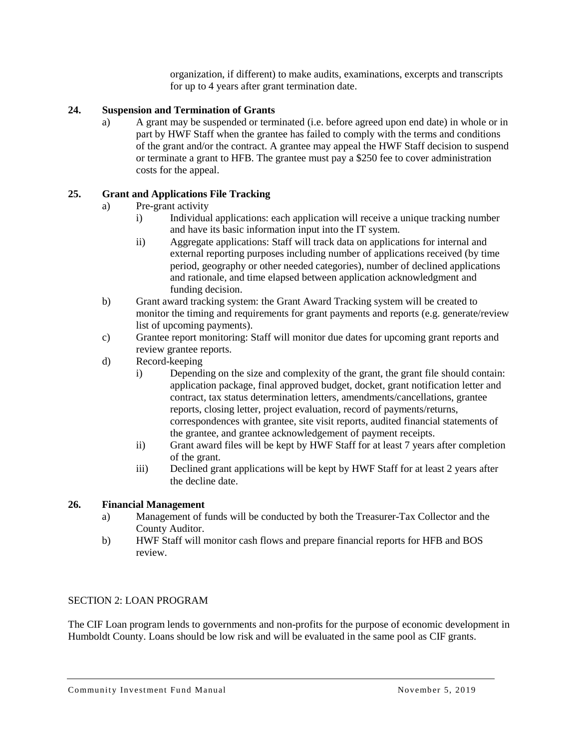organization, if different) to make audits, examinations, excerpts and transcripts for up to 4 years after grant termination date.

**24. Suspension and Termination of Grants**

a) A grant may be suspended or terminated (i.e. before agreed upon end date) in whole or in part by HWF Staff when the grantee has failed to comply with the terms and conditions of the grant and/or the contract. A grantee may appeal the HWF Staff decision to suspend or terminate a grant to HFB. The grantee must pay a $250 fee to cover administration costs for the appeal.

**25. Grant and Applications File Tracking**

a) Pre-grant activity
   i) Individual applications: each application will receive a unique tracking number and have its basic information input into the IT system.
   ii) Aggregate applications: Staff will track data on applications for internal and external reporting purposes including number of applications received (by time period, geography or other needed categories), number of declined applications and rationale, and time elapsed between application acknowledgment and funding decision.

b) Grant award tracking system: the Grant Award Tracking system will be created to monitor the timing and requirements for grant payments and reports (e.g. generate/review list of upcoming payments).

c) Grantee report monitoring: Staff will monitor due dates for upcoming grant reports and review grantee reports.

d) Record-keeping
   i) Depending on the size and complexity of the grant, the grant file should contain: application package, final approved budget, docket, grant notification letter and contract, tax status determination letters, amendments/cancellations, grantee reports, closing letter, project evaluation, record of payments/returns, correspondences with grantee, site visit reports, audited financial statements of the grantee, and grantee acknowledgement of payment receipts.
   ii) Grant award files will be kept by HWF Staff for at least 7 years after completion of the grant.
   iii) Declined grant applications will be kept by HWF Staff for at least 2 years after the decline date.

**26. Financial Management**

a) Management of funds will be conducted by both the Treasurer-Tax Collector and the County Auditor.

b) HWF Staff will monitor cash flows and prepare financial reports for HFB and BOS review.

## SECTION 2: LOAN PROGRAM

The CIF Loan program lends to governments and non-profits for the purpose of economic development in Humboldt County. Loans should be low risk and will be evaluated in the same pool as CIF grants.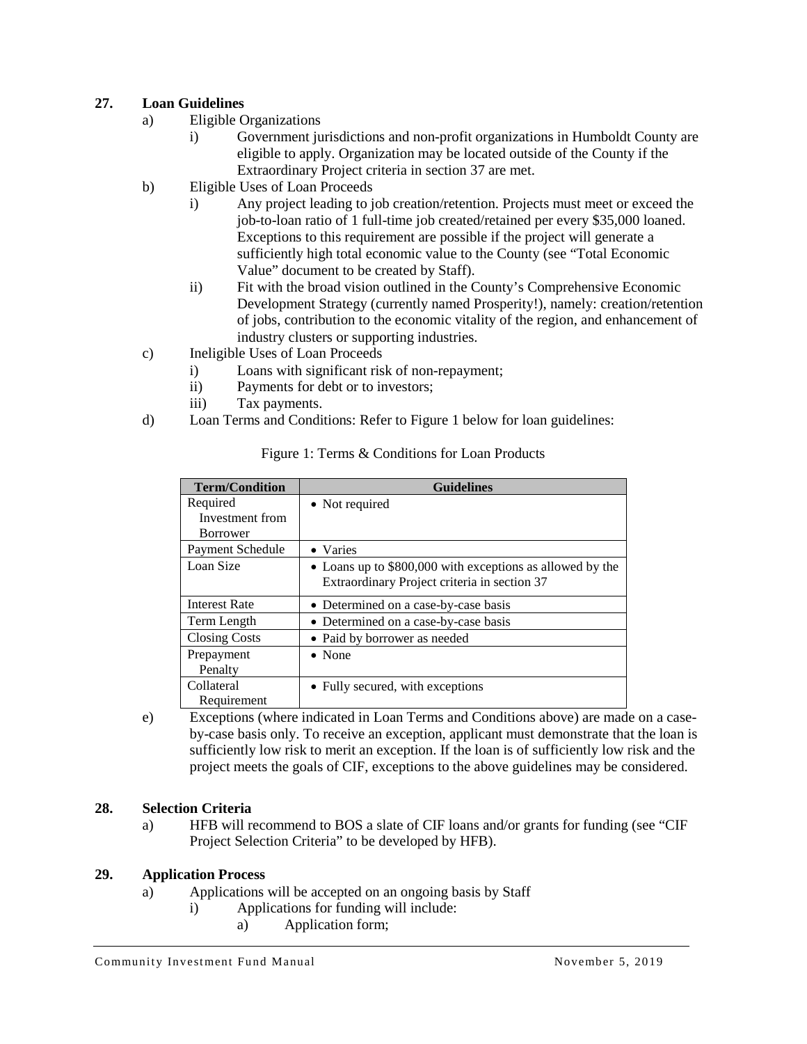## 27. Loan Guidelines

a) Eligible Organizations

i) Government jurisdictions and non-profit organizations in Humboldt County are eligible to apply. Organization may be located outside of the County if the Extraordinary Project criteria in section 37 are met.

b) Eligible Uses of Loan Proceeds

i) Any project leading to job creation/retention. Projects must meet or exceed the job-to-loan ratio of 1 full-time job created/retained per every $35,000 loaned. Exceptions to this requirement are possible if the project will generate a sufficiently high total economic value to the County (see "Total Economic Value" document to be created by Staff).

ii) Fit with the broad vision outlined in the County's Comprehensive Economic Development Strategy (currently named Prosperity!), namely: creation/retention of jobs, contribution to the economic vitality of the region, and enhancement of industry clusters or supporting industries.

c) Ineligible Uses of Loan Proceeds

i) Loans with significant risk of non-repayment;

ii) Payments for debt or to investors;

iii) Tax payments.

d) Loan Terms and Conditions: Refer to Figure 1 below for loan guidelines:

Figure 1: Terms & Conditions for Loan Products

| Term/Condition | Guidelines |
|---|---|
| Required Investment from Borrower | • Not required |
| Payment Schedule | • Varies |
| Loan Size | • Loans up to $800,000 with exceptions as allowed by the Extraordinary Project criteria in section 37 |
| Interest Rate | • Determined on a case-by-case basis |
| Term Length | • Determined on a case-by-case basis |
| Closing Costs | • Paid by borrower as needed |
| Prepayment Penalty | • None |
| Collateral Requirement | • Fully secured, with exceptions |

e) Exceptions (where indicated in Loan Terms and Conditions above) are made on a case-by-case basis only. To receive an exception, applicant must demonstrate that the loan is sufficiently low risk to merit an exception. If the loan is of sufficiently low risk and the project meets the goals of CIF, exceptions to the above guidelines may be considered.

## 28. Selection Criteria

a) HFB will recommend to BOS a slate of CIF loans and/or grants for funding (see "CIF Project Selection Criteria" to be developed by HFB).

## 29. Application Process

a) Applications will be accepted on an ongoing basis by Staff

i) Applications for funding will include:

a) Application form;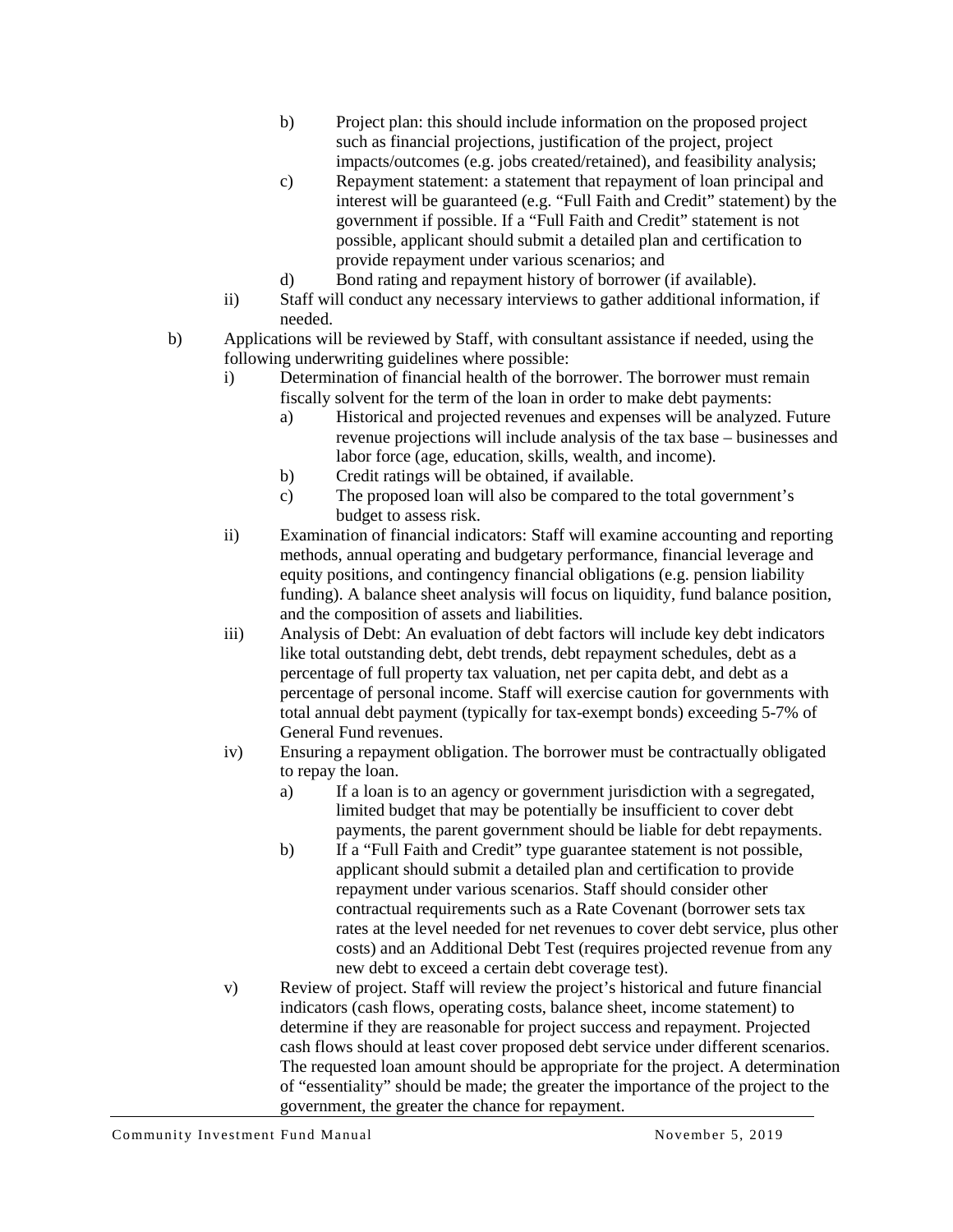b) Project plan: this should include information on the proposed project such as financial projections, justification of the project, project impacts/outcomes (e.g. jobs created/retained), and feasibility analysis;

c) Repayment statement: a statement that repayment of loan principal and interest will be guaranteed (e.g. "Full Faith and Credit" statement) by the government if possible. If a "Full Faith and Credit" statement is not possible, applicant should submit a detailed plan and certification to provide repayment under various scenarios; and

d) Bond rating and repayment history of borrower (if available).

ii) Staff will conduct any necessary interviews to gather additional information, if needed.

b) Applications will be reviewed by Staff, with consultant assistance if needed, using the following underwriting guidelines where possible:

i) Determination of financial health of the borrower. The borrower must remain fiscally solvent for the term of the loan in order to make debt payments:

a) Historical and projected revenues and expenses will be analyzed. Future revenue projections will include analysis of the tax base – businesses and labor force (age, education, skills, wealth, and income).

b) Credit ratings will be obtained, if available.

c) The proposed loan will also be compared to the total government's budget to assess risk.

ii) Examination of financial indicators: Staff will examine accounting and reporting methods, annual operating and budgetary performance, financial leverage and equity positions, and contingency financial obligations (e.g. pension liability funding). A balance sheet analysis will focus on liquidity, fund balance position, and the composition of assets and liabilities.

iii) Analysis of Debt: An evaluation of debt factors will include key debt indicators like total outstanding debt, debt trends, debt repayment schedules, debt as a percentage of full property tax valuation, net per capita debt, and debt as a percentage of personal income. Staff will exercise caution for governments with total annual debt payment (typically for tax-exempt bonds) exceeding 5-7% of General Fund revenues.

iv) Ensuring a repayment obligation. The borrower must be contractually obligated to repay the loan.

a) If a loan is to an agency or government jurisdiction with a segregated, limited budget that may be potentially be insufficient to cover debt payments, the parent government should be liable for debt repayments.

b) If a "Full Faith and Credit" type guarantee statement is not possible, applicant should submit a detailed plan and certification to provide repayment under various scenarios. Staff should consider other contractual requirements such as a Rate Covenant (borrower sets tax rates at the level needed for net revenues to cover debt service, plus other costs) and an Additional Debt Test (requires projected revenue from any new debt to exceed a certain debt coverage test).

v) Review of project. Staff will review the project's historical and future financial indicators (cash flows, operating costs, balance sheet, income statement) to determine if they are reasonable for project success and repayment. Projected cash flows should at least cover proposed debt service under different scenarios. The requested loan amount should be appropriate for the project. A determination of "essentiality" should be made; the greater the importance of the project to the government, the greater the chance for repayment.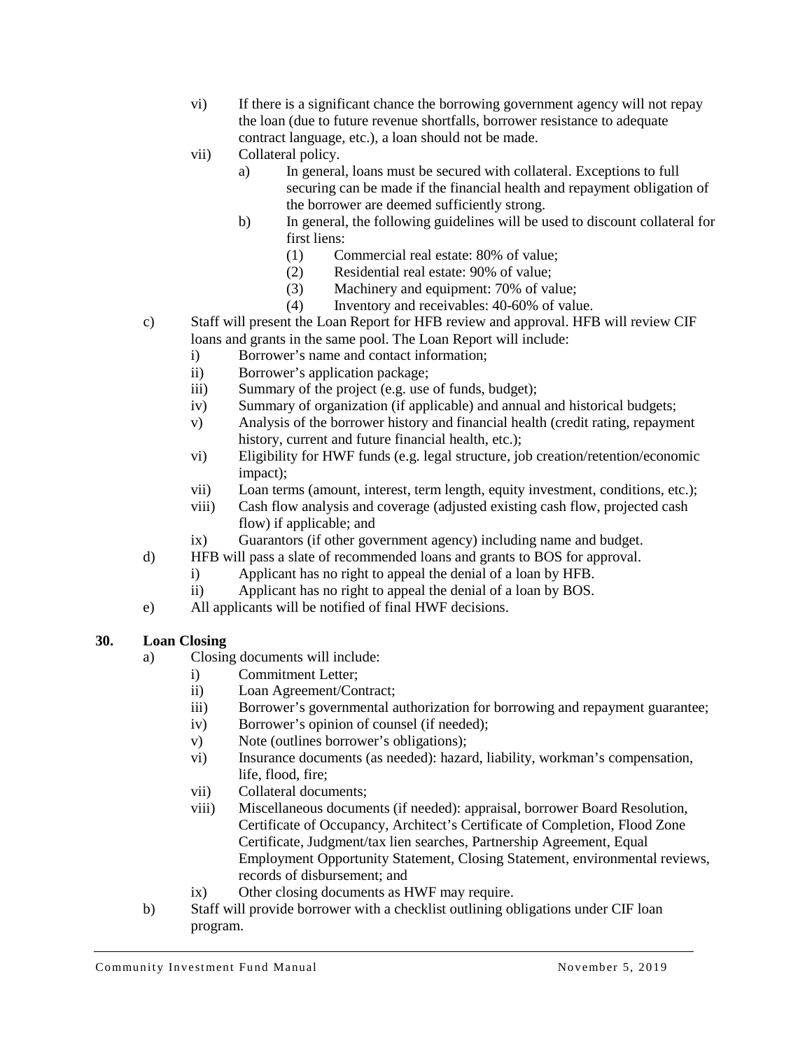vi) If there is a significant chance the borrowing government agency will not repay the loan (due to future revenue shortfalls, borrower resistance to adequate contract language, etc.), a loan should not be made.

vii) Collateral policy.

  a) In general, loans must be secured with collateral. Exceptions to full securing can be made if the financial health and repayment obligation of the borrower are deemed sufficiently strong.

  b) In general, the following guidelines will be used to discount collateral for first liens:

    (1) Commercial real estate: 80% of value;

    (2) Residential real estate: 90% of value;

    (3) Machinery and equipment: 70% of value;

    (4) Inventory and receivables: 40-60% of value.

c) Staff will present the Loan Report for HFB review and approval. HFB will review CIF loans and grants in the same pool. The Loan Report will include:

  i) Borrower's name and contact information;

  ii) Borrower's application package;

  iii) Summary of the project (e.g. use of funds, budget);

  iv) Summary of organization (if applicable) and annual and historical budgets;

  v) Analysis of the borrower history and financial health (credit rating, repayment history, current and future financial health, etc.);

  vi) Eligibility for HWF funds (e.g. legal structure, job creation/retention/economic impact);

  vii) Loan terms (amount, interest, term length, equity investment, conditions, etc.);

  viii) Cash flow analysis and coverage (adjusted existing cash flow, projected cash flow) if applicable; and

  ix) Guarantors (if other government agency) including name and budget.

d) HFB will pass a slate of recommended loans and grants to BOS for approval.

  i) Applicant has no right to appeal the denial of a loan by HFB.

  ii) Applicant has no right to appeal the denial of a loan by BOS.

e) All applicants will be notified of final HWF decisions.

## 30. Loan Closing

a) Closing documents will include:

  i) Commitment Letter;

  ii) Loan Agreement/Contract;

  iii) Borrower's governmental authorization for borrowing and repayment guarantee;

  iv) Borrower's opinion of counsel (if needed);

  v) Note (outlines borrower's obligations);

  vi) Insurance documents (as needed): hazard, liability, workman's compensation, life, flood, fire;

  vii) Collateral documents;

  viii) Miscellaneous documents (if needed): appraisal, borrower Board Resolution, Certificate of Occupancy, Architect's Certificate of Completion, Flood Zone Certificate, Judgment/tax lien searches, Partnership Agreement, Equal Employment Opportunity Statement, Closing Statement, environmental reviews, records of disbursement; and

  ix) Other closing documents as HWF may require.

b) Staff will provide borrower with a checklist outlining obligations under CIF loan program.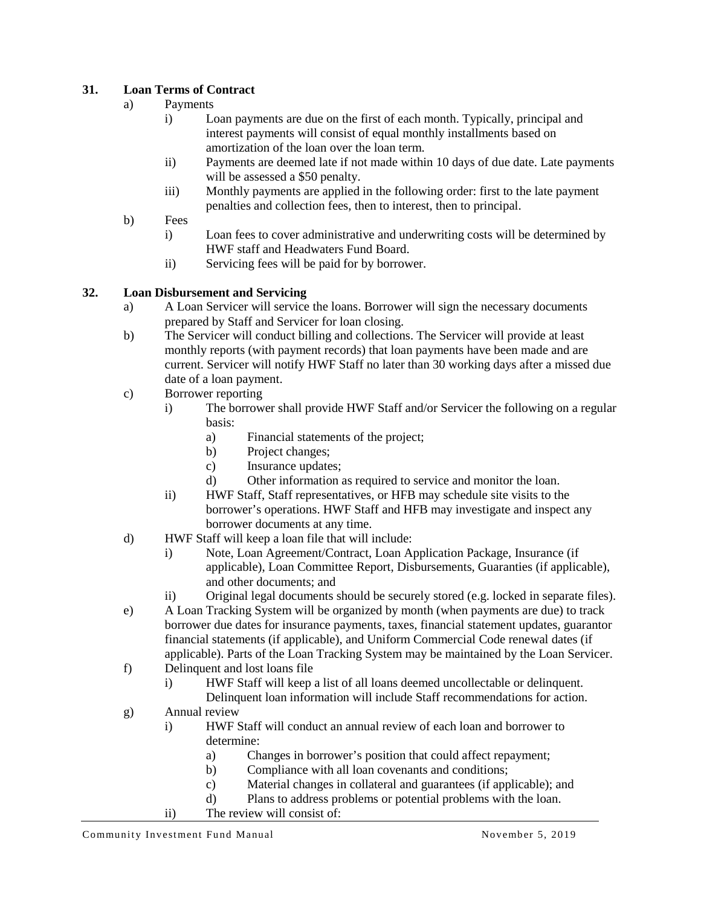**31. Loan Terms of Contract**

- a) Payments
  - i) Loan payments are due on the first of each month. Typically, principal and interest payments will consist of equal monthly installments based on amortization of the loan over the loan term.
  - ii) Payments are deemed late if not made within 10 days of due date. Late payments will be assessed a $50 penalty.
  - iii) Monthly payments are applied in the following order: first to the late payment penalties and collection fees, then to interest, then to principal.
- b) Fees
  - i) Loan fees to cover administrative and underwriting costs will be determined by HWF staff and Headwaters Fund Board.
  - ii) Servicing fees will be paid for by borrower.

**32. Loan Disbursement and Servicing**

- a) A Loan Servicer will service the loans. Borrower will sign the necessary documents prepared by Staff and Servicer for loan closing.
- b) The Servicer will conduct billing and collections. The Servicer will provide at least monthly reports (with payment records) that loan payments have been made and are current. Servicer will notify HWF Staff no later than 30 working days after a missed due date of a loan payment.
- c) Borrower reporting
  - i) The borrower shall provide HWF Staff and/or Servicer the following on a regular basis:
    - a) Financial statements of the project;
    - b) Project changes;
    - c) Insurance updates;
    - d) Other information as required to service and monitor the loan.
  - ii) HWF Staff, Staff representatives, or HFB may schedule site visits to the borrower's operations. HWF Staff and HFB may investigate and inspect any borrower documents at any time.
- d) HWF Staff will keep a loan file that will include:
  - i) Note, Loan Agreement/Contract, Loan Application Package, Insurance (if applicable), Loan Committee Report, Disbursements, Guaranties (if applicable), and other documents; and
  - ii) Original legal documents should be securely stored (e.g. locked in separate files).
- e) A Loan Tracking System will be organized by month (when payments are due) to track borrower due dates for insurance payments, taxes, financial statement updates, guarantor financial statements (if applicable), and Uniform Commercial Code renewal dates (if applicable). Parts of the Loan Tracking System may be maintained by the Loan Servicer.
- f) Delinquent and lost loans file
  - i) HWF Staff will keep a list of all loans deemed uncollectable or delinquent. Delinquent loan information will include Staff recommendations for action.
- g) Annual review
  - i) HWF Staff will conduct an annual review of each loan and borrower to determine:
    - a) Changes in borrower's position that could affect repayment;
    - b) Compliance with all loan covenants and conditions;
    - c) Material changes in collateral and guarantees (if applicable); and
    - d) Plans to address problems or potential problems with the loan.
  - ii) The review will consist of: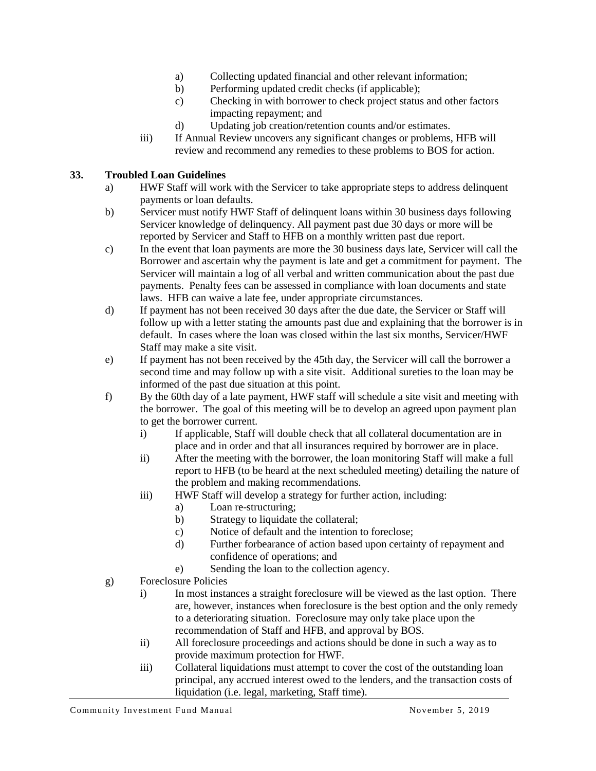a) Collecting updated financial and other relevant information;
b) Performing updated credit checks (if applicable);
c) Checking in with borrower to check project status and other factors impacting repayment; and
d) Updating job creation/retention counts and/or estimates.

iii) If Annual Review uncovers any significant changes or problems, HFB will review and recommend any remedies to these problems to BOS for action.

**33. Troubled Loan Guidelines**

a) HWF Staff will work with the Servicer to take appropriate steps to address delinquent payments or loan defaults.

b) Servicer must notify HWF Staff of delinquent loans within 30 business days following Servicer knowledge of delinquency. All payment past due 30 days or more will be reported by Servicer and Staff to HFB on a monthly written past due report.

c) In the event that loan payments are more the 30 business days late, Servicer will call the Borrower and ascertain why the payment is late and get a commitment for payment. The Servicer will maintain a log of all verbal and written communication about the past due payments. Penalty fees can be assessed in compliance with loan documents and state laws. HFB can waive a late fee, under appropriate circumstances.

d) If payment has not been received 30 days after the due date, the Servicer or Staff will follow up with a letter stating the amounts past due and explaining that the borrower is in default. In cases where the loan was closed within the last six months, Servicer/HWF Staff may make a site visit.

e) If payment has not been received by the 45th day, the Servicer will call the borrower a second time and may follow up with a site visit. Additional sureties to the loan may be informed of the past due situation at this point.

f) By the 60th day of a late payment, HWF staff will schedule a site visit and meeting with the borrower. The goal of this meeting will be to develop an agreed upon payment plan to get the borrower current.

i) If applicable, Staff will double check that all collateral documentation are in place and in order and that all insurances required by borrower are in place.

ii) After the meeting with the borrower, the loan monitoring Staff will make a full report to HFB (to be heard at the next scheduled meeting) detailing the nature of the problem and making recommendations.

iii) HWF Staff will develop a strategy for further action, including:
a) Loan re-structuring;
b) Strategy to liquidate the collateral;
c) Notice of default and the intention to foreclose;
d) Further forbearance of action based upon certainty of repayment and confidence of operations; and
e) Sending the loan to the collection agency.

g) Foreclosure Policies

i) In most instances a straight foreclosure will be viewed as the last option. There are, however, instances when foreclosure is the best option and the only remedy to a deteriorating situation. Foreclosure may only take place upon the recommendation of Staff and HFB, and approval by BOS.

ii) All foreclosure proceedings and actions should be done in such a way as to provide maximum protection for HWF.

iii) Collateral liquidations must attempt to cover the cost of the outstanding loan principal, any accrued interest owed to the lenders, and the transaction costs of liquidation (i.e. legal, marketing, Staff time).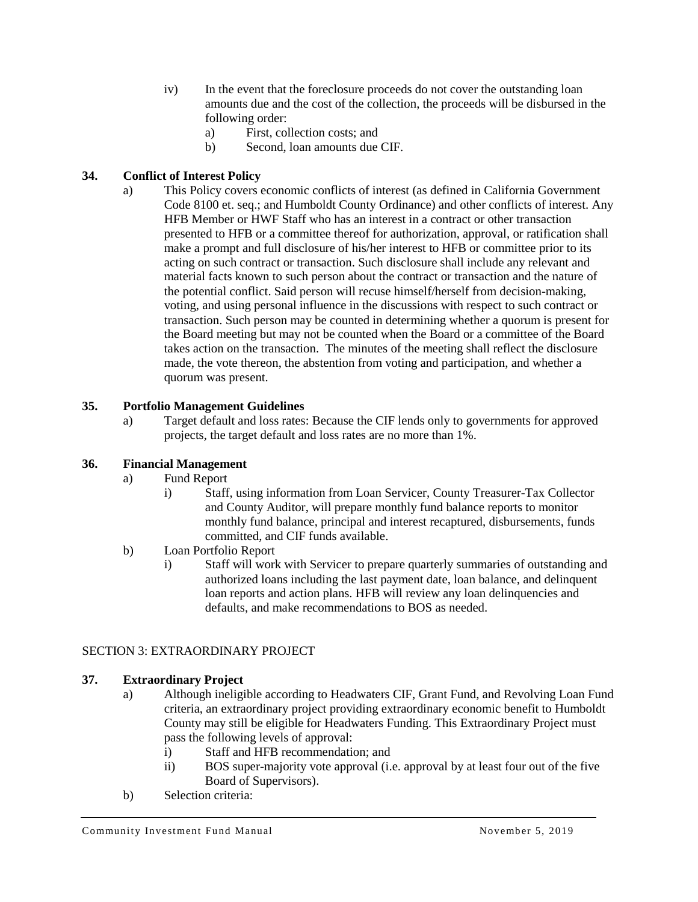iv) In the event that the foreclosure proceeds do not cover the outstanding loan amounts due and the cost of the collection, the proceeds will be disbursed in the following order:

a) First, collection costs; and

b) Second, loan amounts due CIF.

**34. Conflict of Interest Policy**

a) This Policy covers economic conflicts of interest (as defined in California Government Code 8100 et. seq.; and Humboldt County Ordinance) and other conflicts of interest. Any HFB Member or HWF Staff who has an interest in a contract or other transaction presented to HFB or a committee thereof for authorization, approval, or ratification shall make a prompt and full disclosure of his/her interest to HFB or committee prior to its acting on such contract or transaction. Such disclosure shall include any relevant and material facts known to such person about the contract or transaction and the nature of the potential conflict. Said person will recuse himself/herself from decision-making, voting, and using personal influence in the discussions with respect to such contract or transaction. Such person may be counted in determining whether a quorum is present for the Board meeting but may not be counted when the Board or a committee of the Board takes action on the transaction. The minutes of the meeting shall reflect the disclosure made, the vote thereon, the abstention from voting and participation, and whether a quorum was present.

**35. Portfolio Management Guidelines**

a) Target default and loss rates: Because the CIF lends only to governments for approved projects, the target default and loss rates are no more than 1%.

**36. Financial Management**

a) Fund Report

i) Staff, using information from Loan Servicer, County Treasurer-Tax Collector and County Auditor, will prepare monthly fund balance reports to monitor monthly fund balance, principal and interest recaptured, disbursements, funds committed, and CIF funds available.

b) Loan Portfolio Report

i) Staff will work with Servicer to prepare quarterly summaries of outstanding and authorized loans including the last payment date, loan balance, and delinquent loan reports and action plans. HFB will review any loan delinquencies and defaults, and make recommendations to BOS as needed.

SECTION 3: EXTRAORDINARY PROJECT

**37. Extraordinary Project**

a) Although ineligible according to Headwaters CIF, Grant Fund, and Revolving Loan Fund criteria, an extraordinary project providing extraordinary economic benefit to Humboldt County may still be eligible for Headwaters Funding. This Extraordinary Project must pass the following levels of approval:

i) Staff and HFB recommendation; and

ii) BOS super-majority vote approval (i.e. approval by at least four out of the five Board of Supervisors).

b) Selection criteria: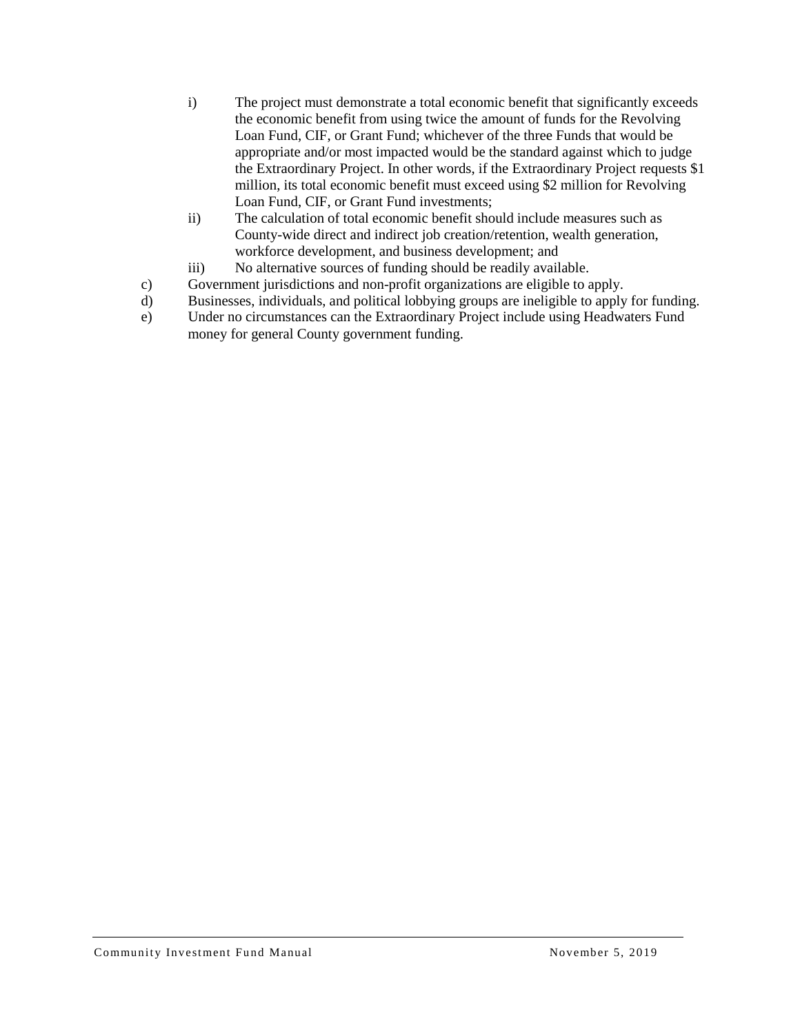i) The project must demonstrate a total economic benefit that significantly exceeds the economic benefit from using twice the amount of funds for the Revolving Loan Fund, CIF, or Grant Fund; whichever of the three Funds that would be appropriate and/or most impacted would be the standard against which to judge the Extraordinary Project. In other words, if the Extraordinary Project requests $1 million, its total economic benefit must exceed using $2 million for Revolving Loan Fund, CIF, or Grant Fund investments;

ii) The calculation of total economic benefit should include measures such as County-wide direct and indirect job creation/retention, wealth generation, workforce development, and business development; and

iii) No alternative sources of funding should be readily available.

c) Government jurisdictions and non-profit organizations are eligible to apply.

d) Businesses, individuals, and political lobbying groups are ineligible to apply for funding.

e) Under no circumstances can the Extraordinary Project include using Headwaters Fund money for general County government funding.